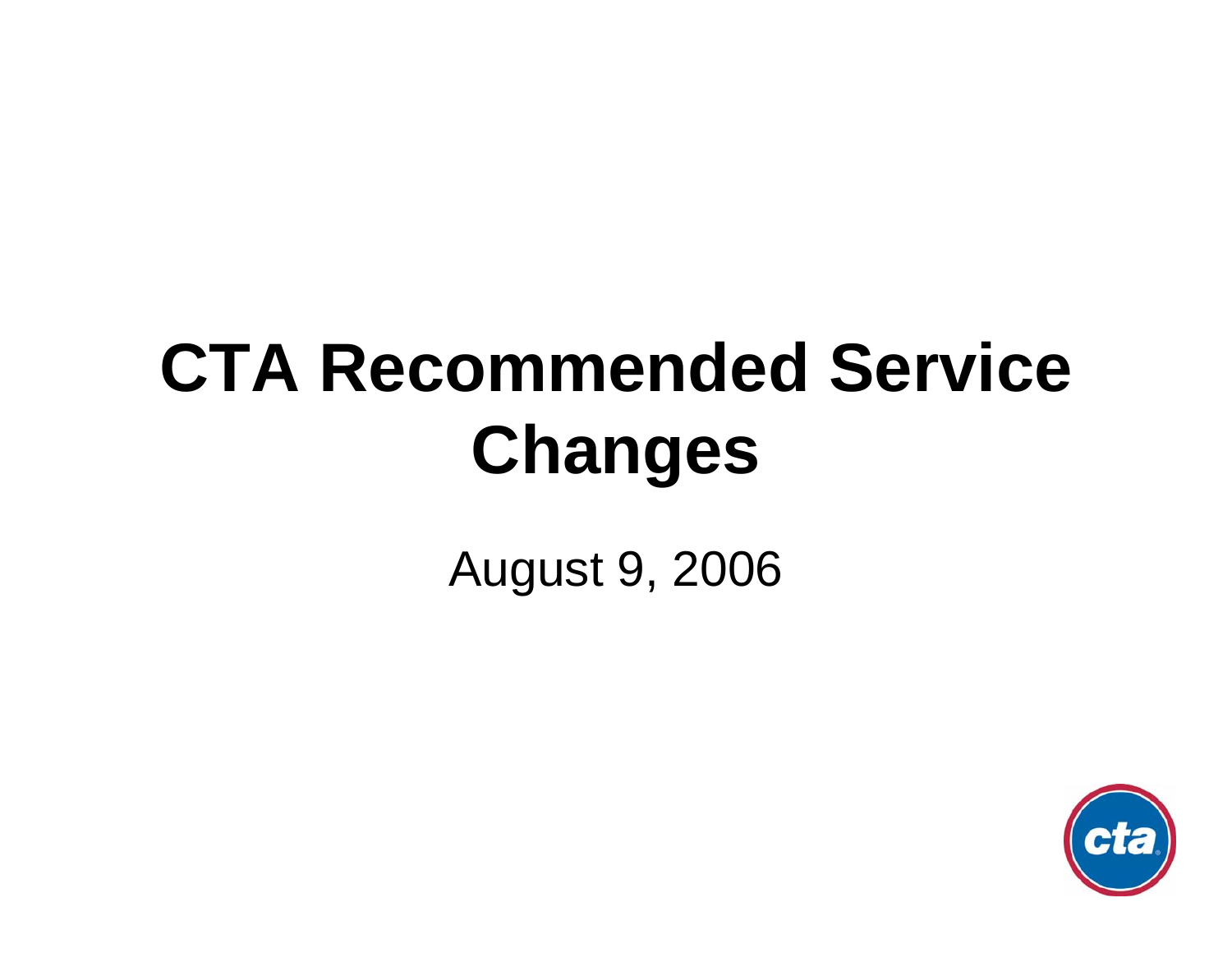# CTA Recommended Service Changes

August 9, 2006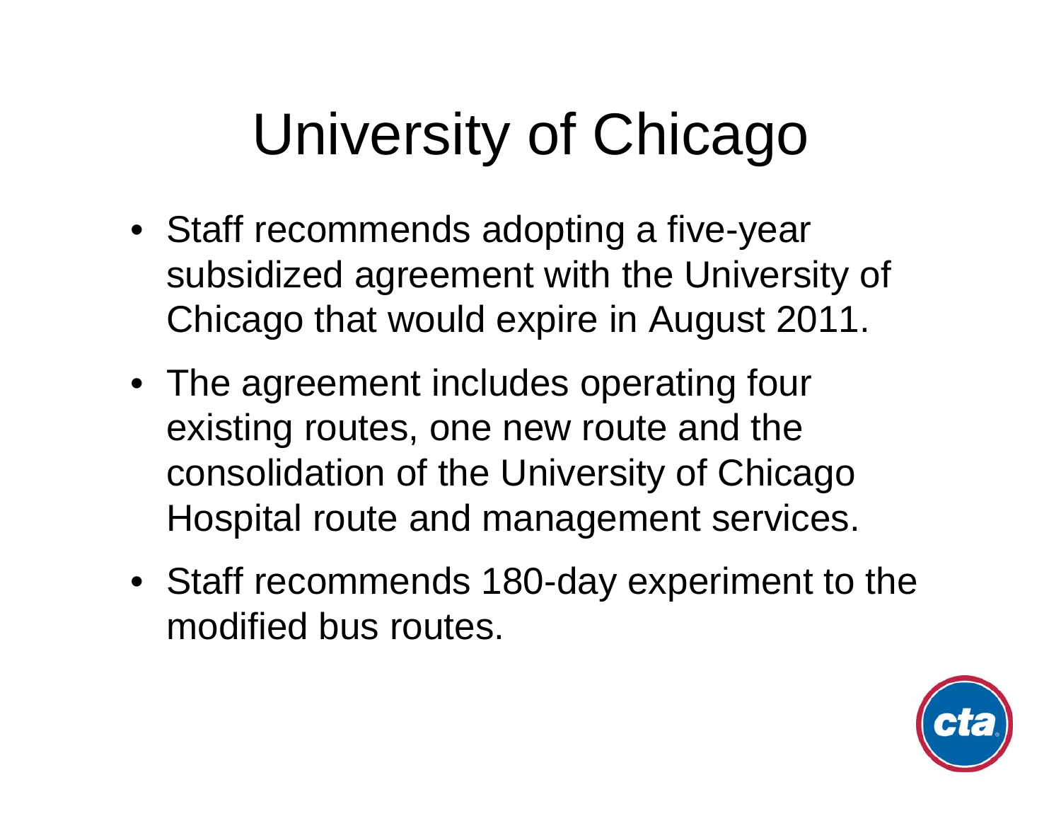# University of Chicago

- Staff recommends adopting a five-year subsidized agreement with the University of Chicago that would expire in August 2011.
- The agreement includes operating four existing routes, one new route and the consolidation of the University of Chicago Hospital route and management services.
- Staff recommends 180-day experiment to the modified bus routes.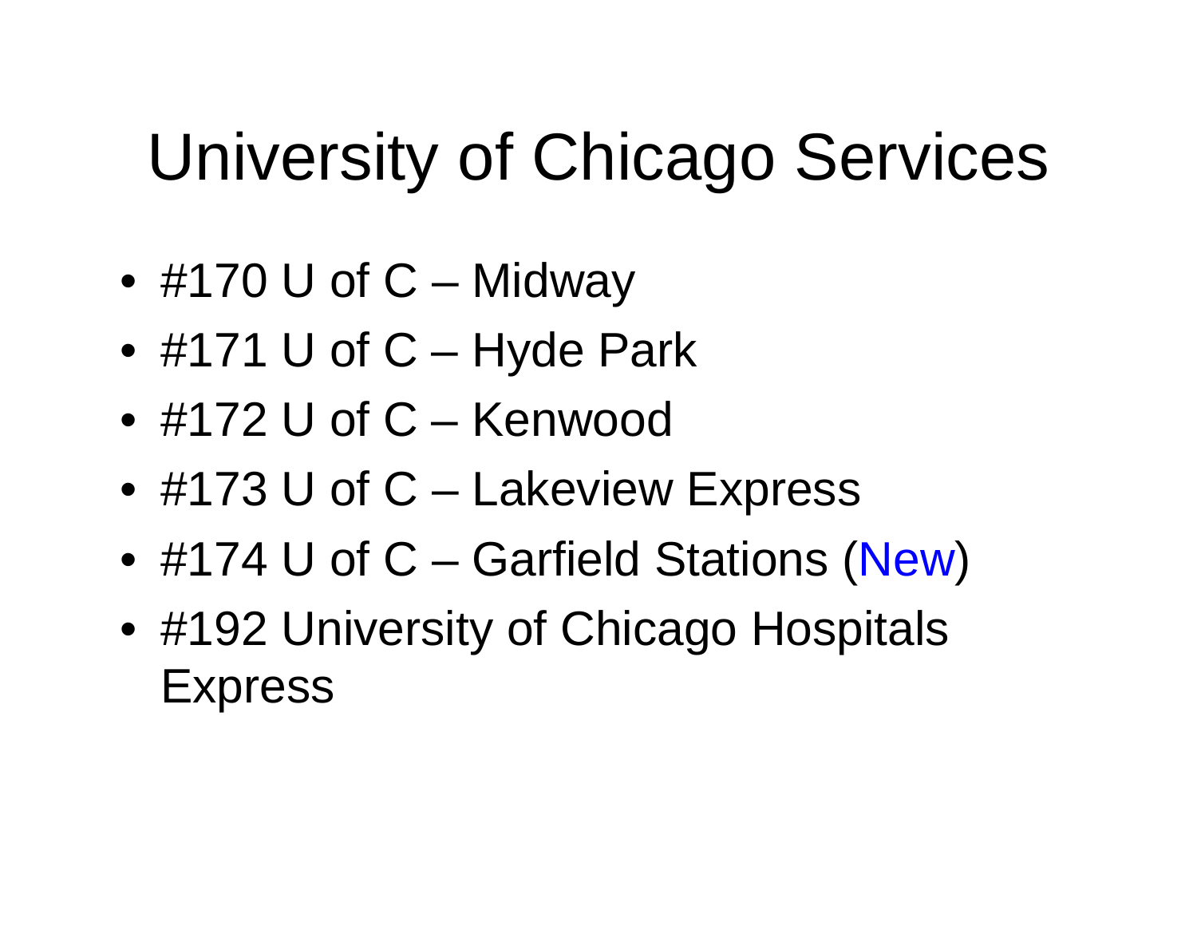# University of Chicago Services

- #170 U of C – Midway
- #171 U of C – Hyde Park
- #172 U of C – Kenwood
- #173 U of C – Lakeview Express
- #174 U of C – Garfield Stations (New)
- #192 University of Chicago Hospitals Express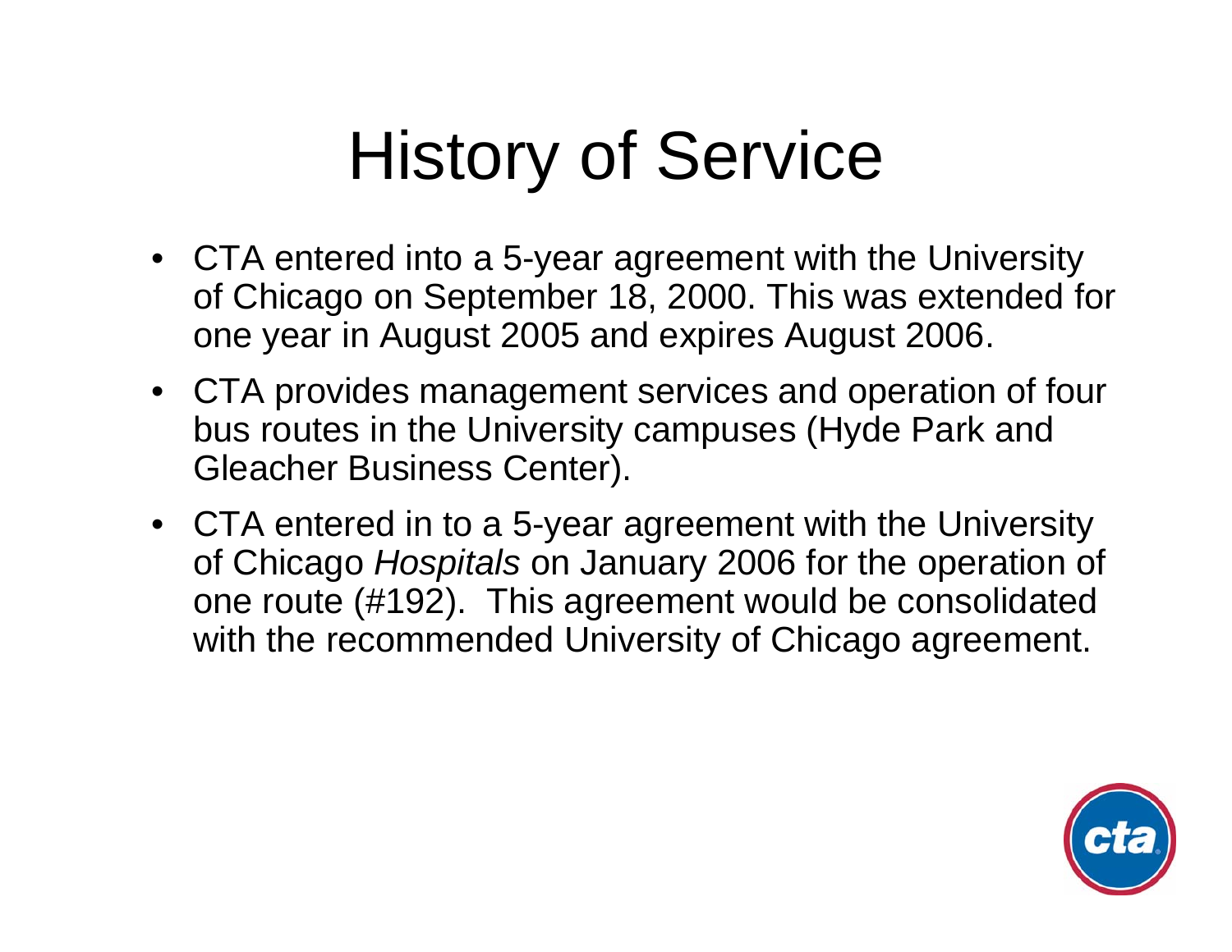# History of Service

- CTA entered into a 5-year agreement with the University of Chicago on September 18, 2000. This was extended for one year in August 2005 and expires August 2006.
- CTA provides management services and operation of four bus routes in the University campuses (Hyde Park and Gleacher Business Center).
- CTA entered in to a 5-year agreement with the University of Chicago *Hospitals* on January 2006 for the operation of one route (#192). This agreement would be consolidated with the recommended University of Chicago agreement.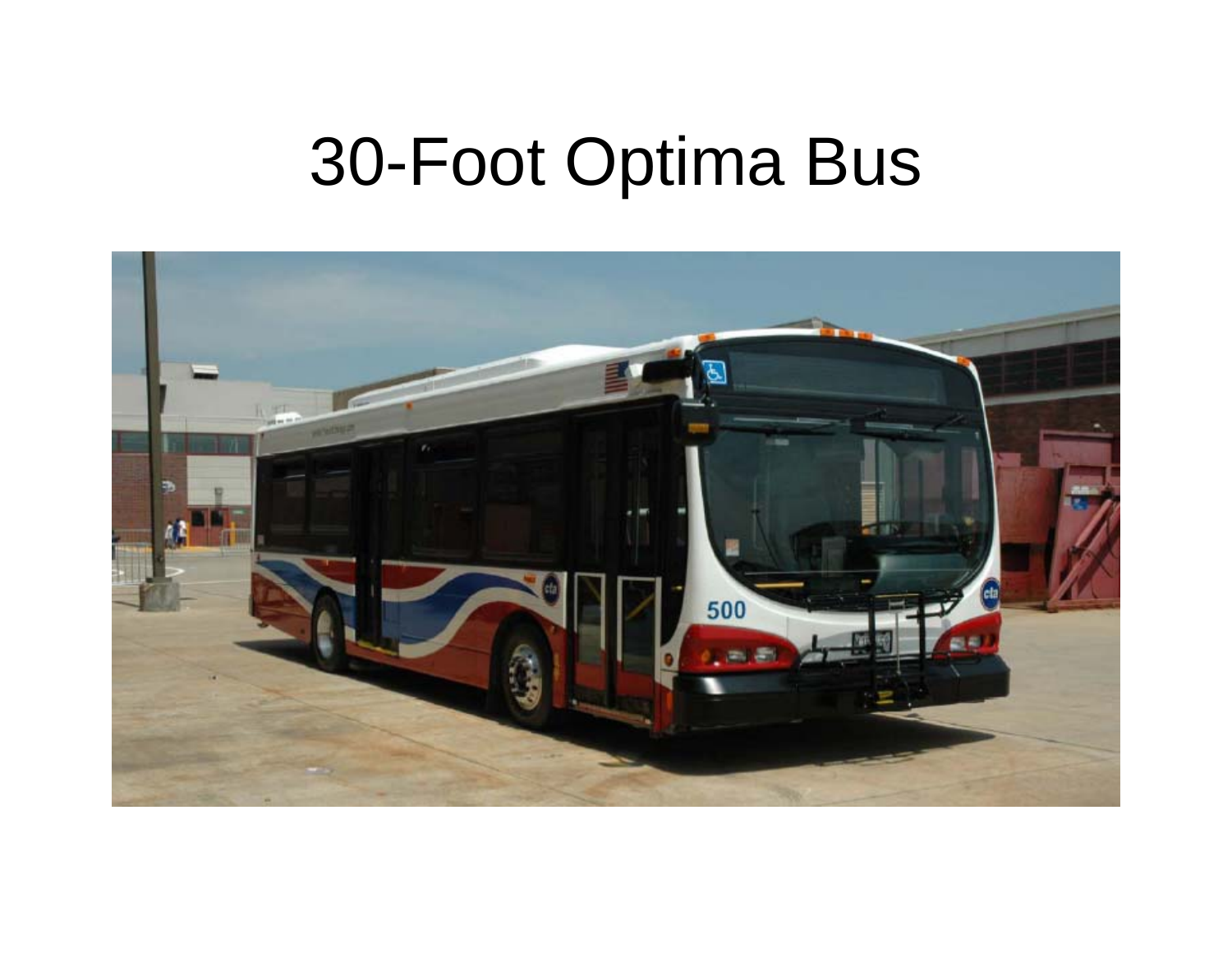# 30-Foot Optima Bus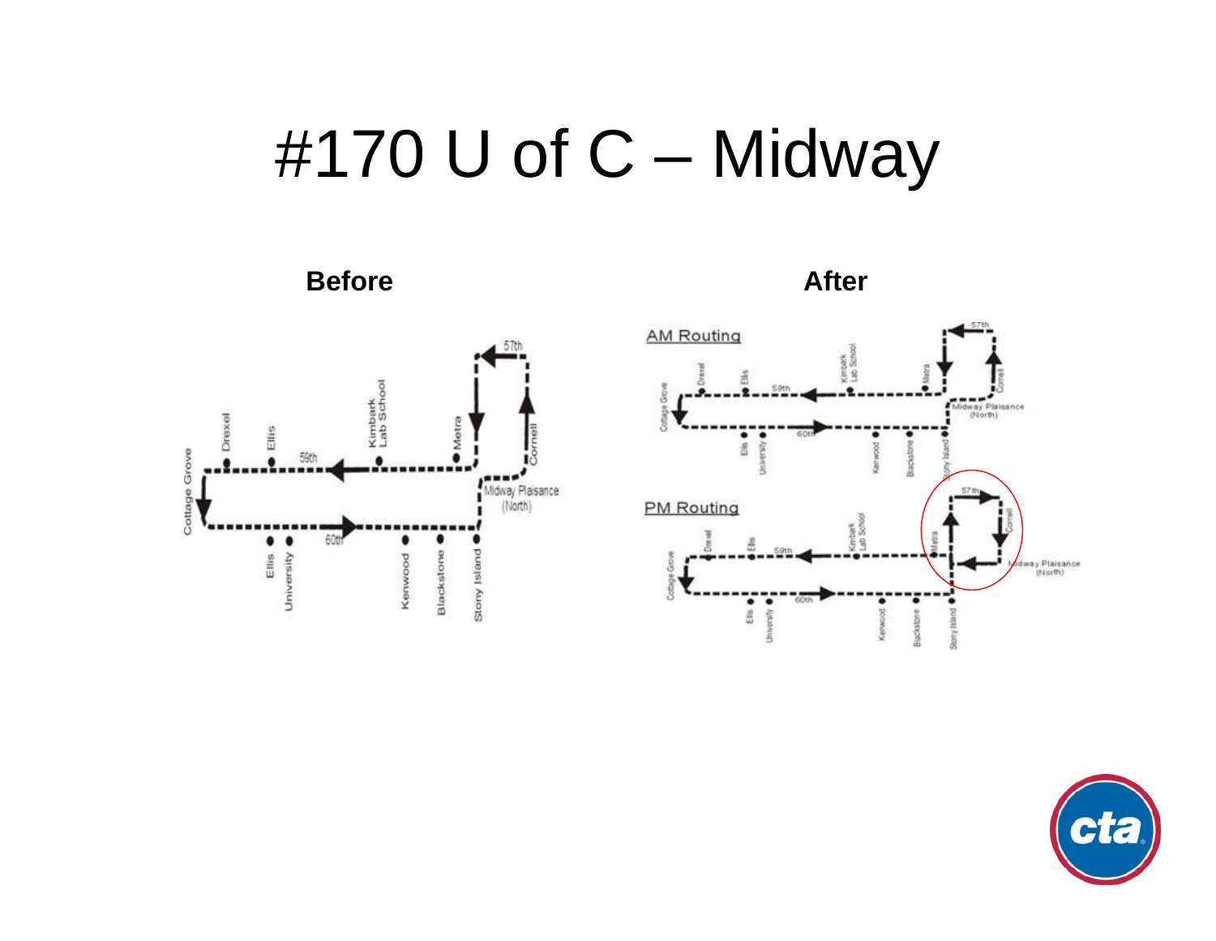# #170 U of C – Midway

**Before**

**After**

AM Routing

PM Routing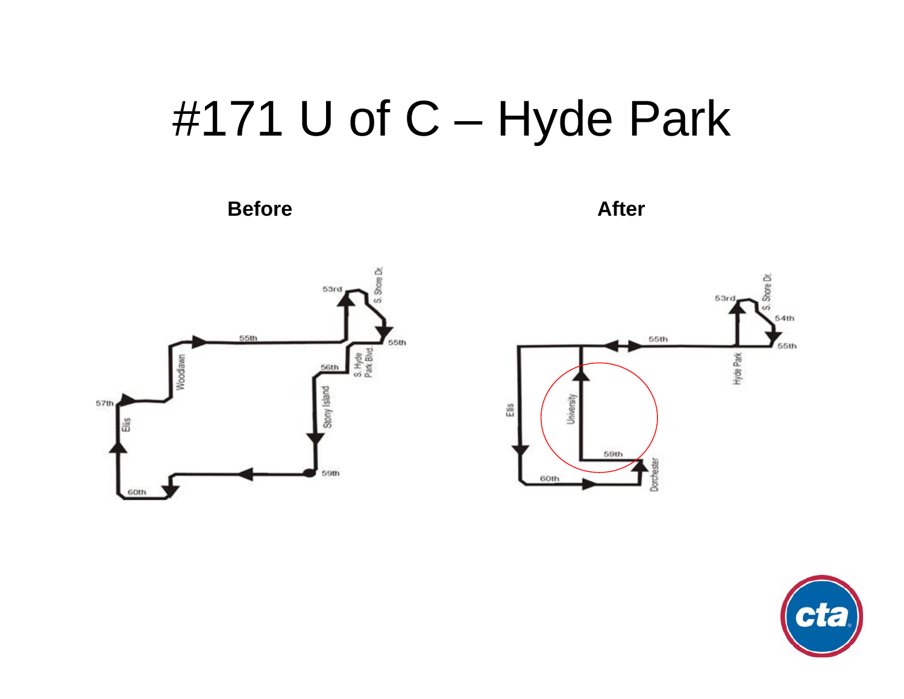# #171 U of C – Hyde Park

**Before**

**After**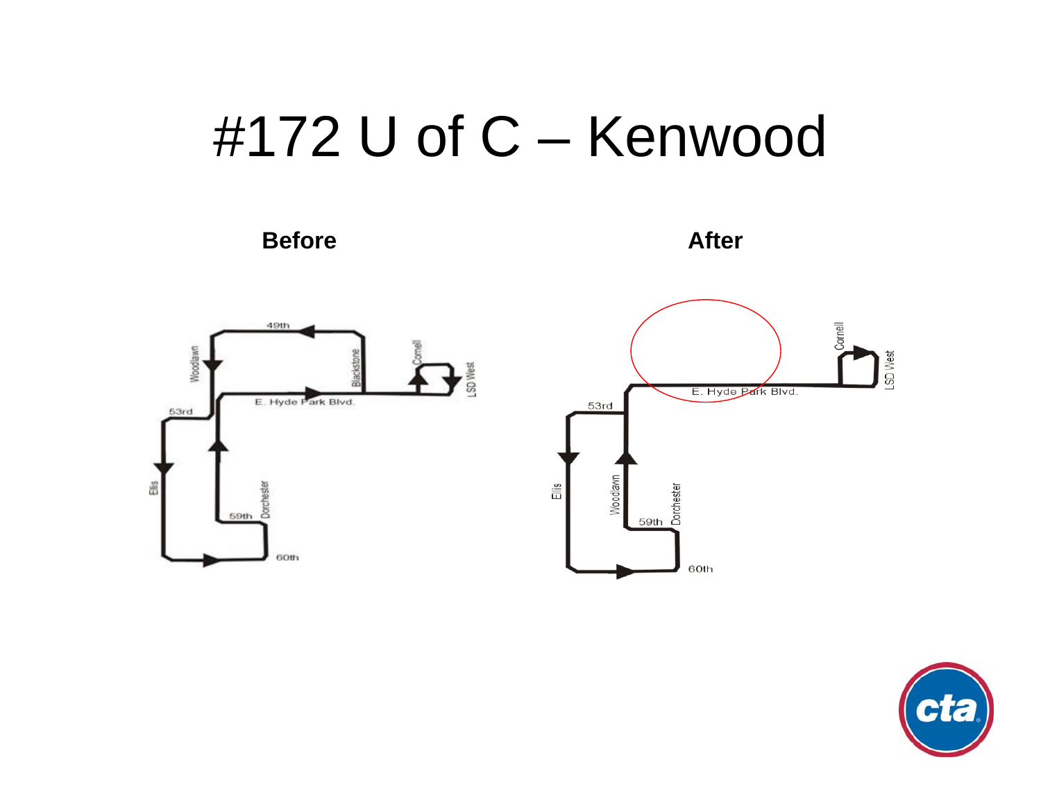# #172 U of C – Kenwood

**Before**

49th

Woodlawn

Blackstone

Cornell

LSD West

E. Hyde Park Blvd.

53rd

Ellis

59th

Dorchester

60th

**After**

Cornell

LSD West

E. Hyde Park Blvd.

53rd

Ellis

Woodlawn

59th

Dorchester

60th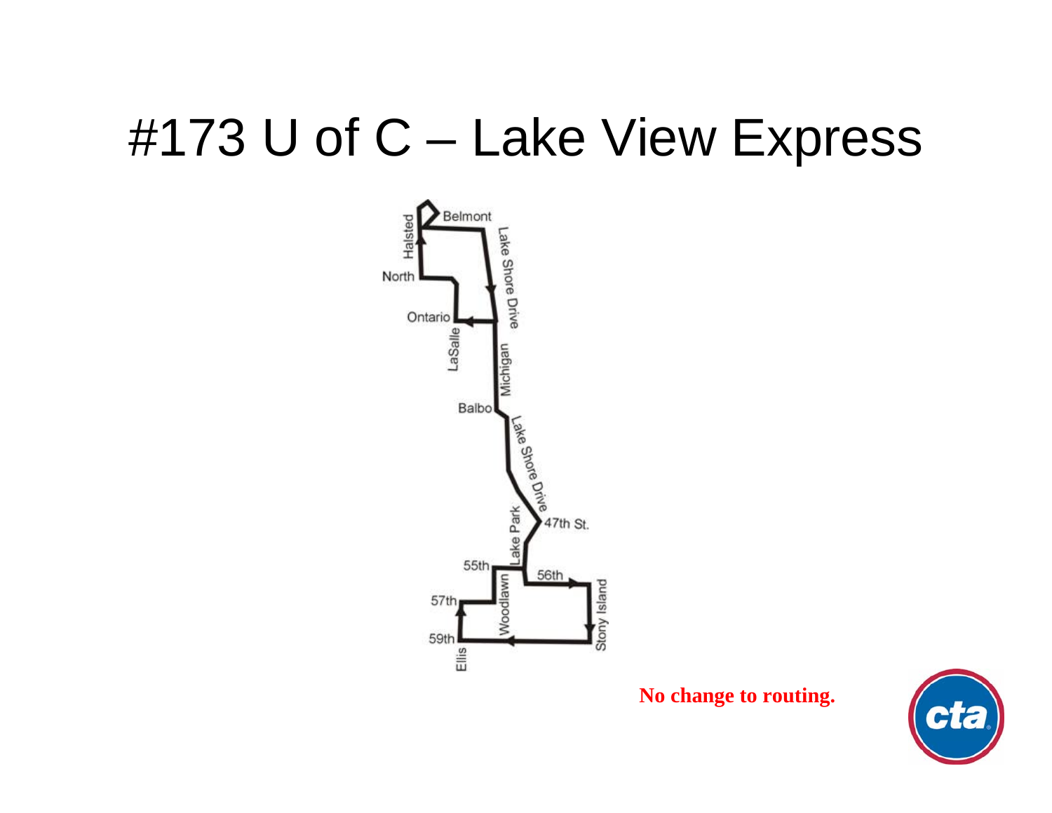# #173 U of C – Lake View Express

Belmont

Halsted

Lake Shore Drive

North

Ontario

LaSalle

Michigan

Balbo

Lake Shore Drive

47th St.

Lake Park

55th

56th

57th

Woodlawn

Stony Island

59th

Ellis

**No change to routing.**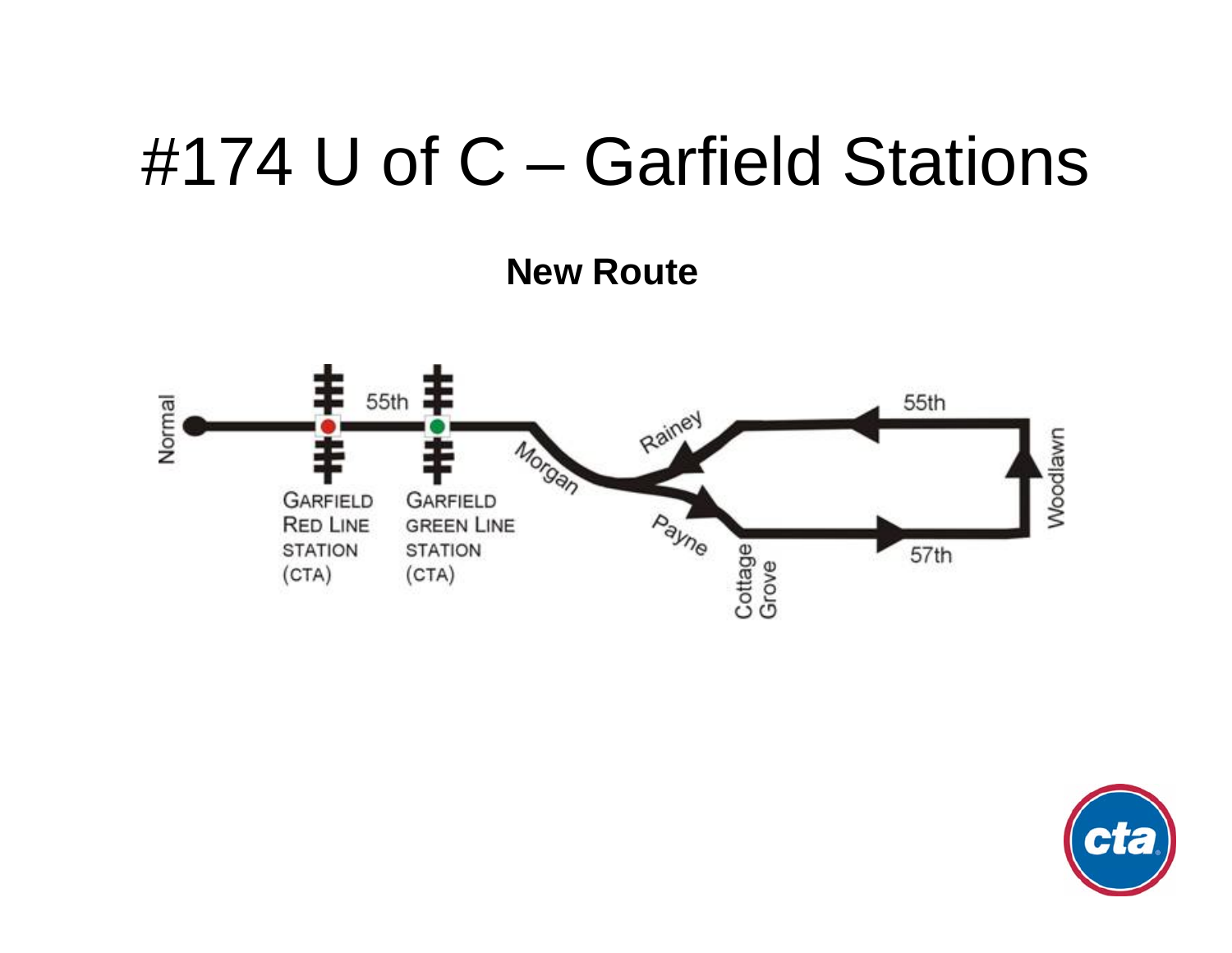# #174 U of C – Garfield Stations

**New Route**

Normal

55th

GARFIELD RED LINE STATION (CTA)

GARFIELD GREEN LINE STATION (CTA)

Morgan

Rainey

Payne

Cottage Grove

55th

57th

Woodlawn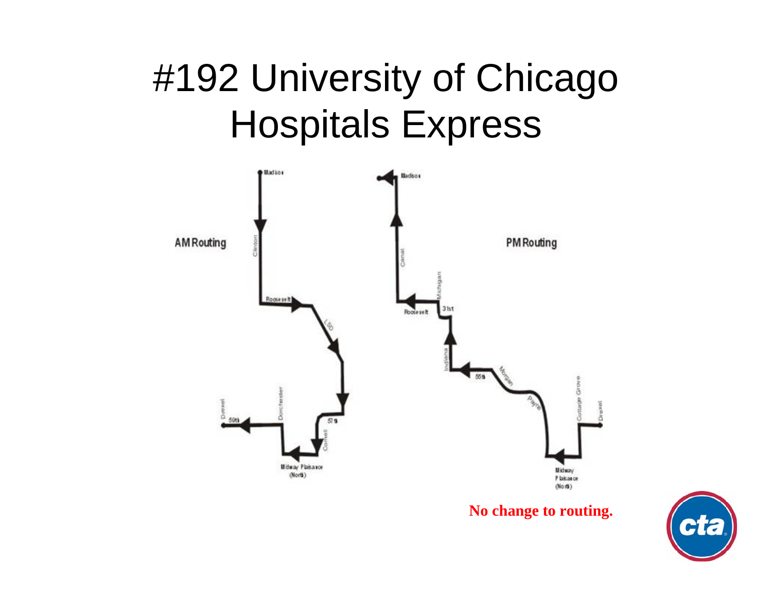# #192 University of Chicago Hospitals Express

AM Routing

Madison
Clinton
Roosevelt
LSD
57th
Cornell
Midway Plaisance (North)
Dorchester
59th
Drexel

PM Routing

Madison
Canal
Roosevelt
Michigan
31st
Indiana
55th
Morgan
Payne
Midway Plaisance (North)
Cottage Grove
Drexel

**No change to routing.**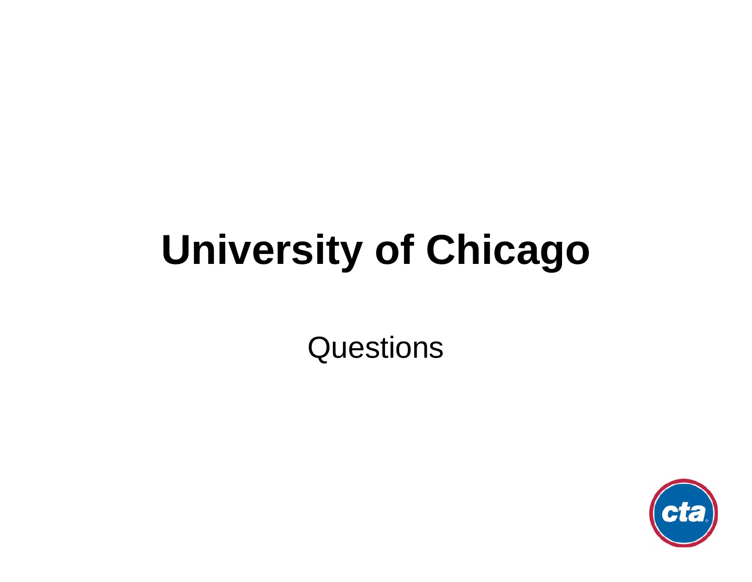# University of Chicago

Questions